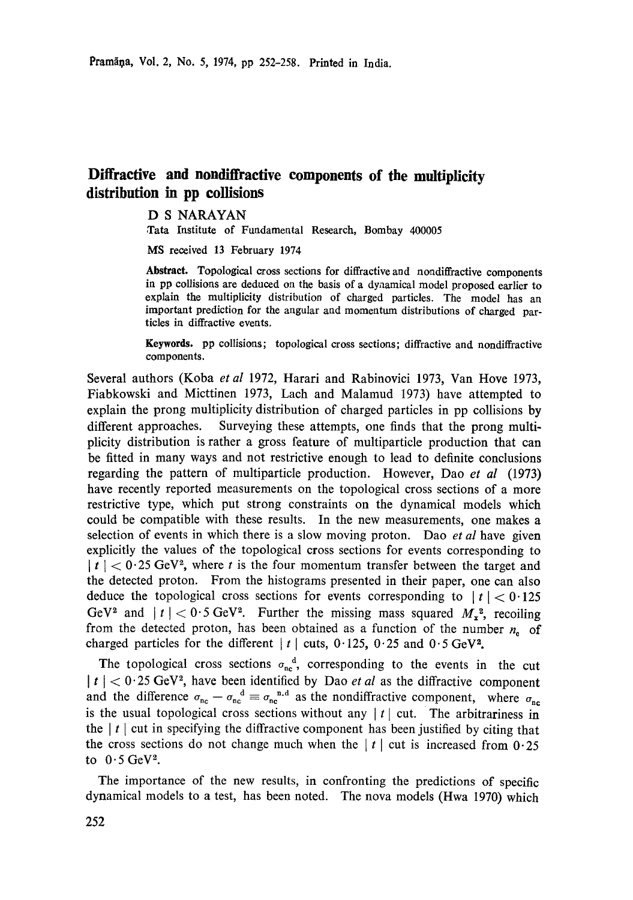# Diffractive and nondiffractive components of the multiplicity distribution in pp collisions

D S NARAYAN

Tata Institute of Fundamental Research, Bombay 400005

MS received 13 February 1974

**Abstract.** Topological cross sections for diffractive and nondiffractive components in pp collisions are deduced on the basis of a dynamical model proposed earlier to explain the multiplicity distribution of charged particles. The model has an important prediction for the angular and momentum distributions of charged particles in diffractive events.

**Keywords.** pp collisions; topological cross sections; diffractive and nondiffractive components.

Several authors (Koba *et al* 1972, Harari and Rabinovici 1973, Van Hove 1973, Fiabkowski and Micttinen 1973, Lach and Malamud 1973) have attempted to explain the prong multiplicity distribution of charged particles in pp collisions by different approaches. Surveying these attempts, one finds that the prong multiplicity distribution is rather a gross feature of multiparticle production that can be fitted in many ways and not restrictive enough to lead to definite conclusions regarding the pattern of multiparticle production. However, Dao *et al* (1973) have recently reported measurements on the topological cross sections of a more restrictive type, which put strong constraints on the dynamical models which could be compatible with these results. In the new measurements, one makes a selection of events in which there is a slow moving proton. Dao *et al* have given explicitly the values of the topological cross sections for events corresponding to $|t| < 0 \cdot 25$ GeV$^2$, where $t$ is the four momentum transfer between the target and the detected proton. From the histograms presented in their paper, one can also deduce the topological cross sections for events corresponding to $|t| < 0 \cdot 125$ GeV$^2$ and $|t| < 0 \cdot 5$ GeV$^2$. Further the missing mass squared $M_x^2$, recoiling from the detected proton, has been obtained as a function of the number $n_c$ of charged particles for the different $|t|$ cuts, $0 \cdot 125$, $0 \cdot 25$ and $0 \cdot 5$ GeV$^2$.

The topological cross sections $\sigma_{nc}^{\ d}$, corresponding to the events in the cut $|t| < 0 \cdot 25$ GeV$^2$, have been identified by Dao *et al* as the diffractive component and the difference $\sigma_{nc} - \sigma_{nc}^{\ d} \equiv \sigma_{nc}^{\ n.d}$ as the nondiffractive component, where $\sigma_{nc}$ is the usual topological cross sections without any $|t|$ cut. The arbitrariness in the $|t|$ cut in specifying the diffractive component has been justified by citing that the cross sections do not change much when the $|t|$ cut is increased from $0 \cdot 25$ to $0 \cdot 5$ GeV$^2$.

The importance of the new results, in confronting the predictions of specific dynamical models to a test, has been noted. The nova models (Hwa 1970) which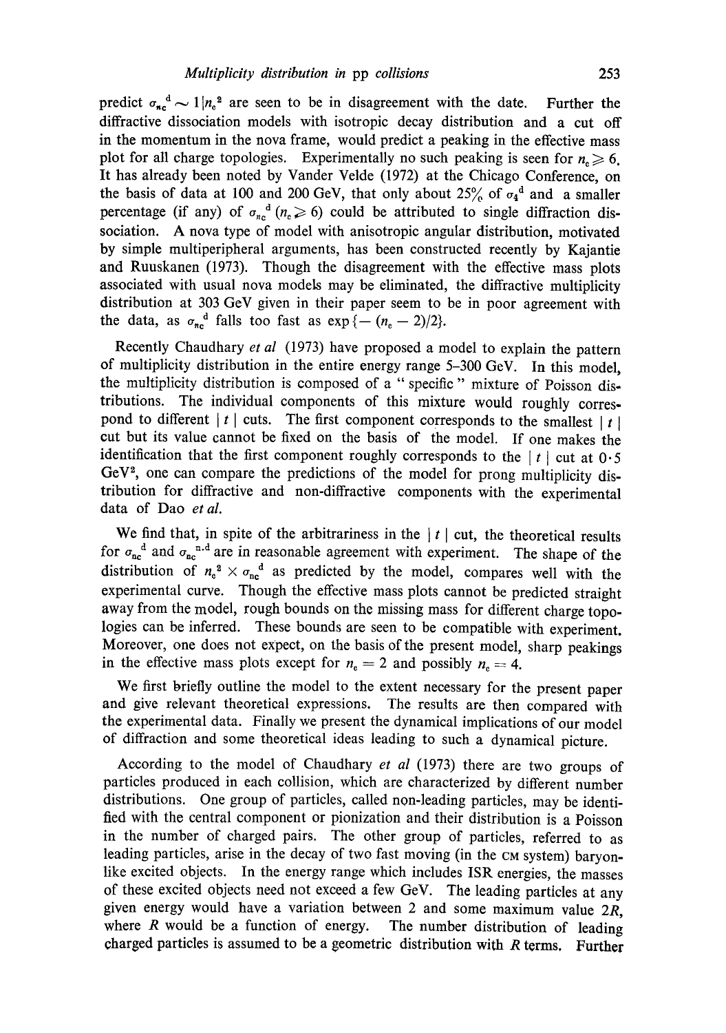predict $\sigma_{n_c}{}^d \sim 1/n_c{}^2$ are seen to be in disagreement with the date. Further the diffractive dissociation models with isotropic decay distribution and a cut off in the momentum in the nova frame, would predict a peaking in the effective mass plot for all charge topologies. Experimentally no such peaking is seen for $n_c \geqslant 6$. It has already been noted by Vander Velde (1972) at the Chicago Conference, on the basis of data at 100 and 200 GeV, that only about 25% of $\sigma_4{}^d$ and a smaller percentage (if any) of $\sigma_{n_c}{}^d$ ($n_c \geqslant 6$) could be attributed to single diffraction dissociation. A nova type of model with anisotropic angular distribution, motivated by simple multiperipheral arguments, has been constructed recently by Kajantie and Ruuskanen (1973). Though the disagreement with the effective mass plots associated with usual nova models may be eliminated, the diffractive multiplicity distribution at 303 GeV given in their paper seem to be in poor agreement with the data, as $\sigma_{n_c}{}^d$ falls too fast as $\exp\{-(n_c-2)/2\}$.

Recently Chaudhary *et al* (1973) have proposed a model to explain the pattern of multiplicity distribution in the entire energy range 5–300 GeV. In this model, the multiplicity distribution is composed of a "specific" mixture of Poisson distributions. The individual components of this mixture would roughly correspond to different $|t|$ cuts. The first component corresponds to the smallest $|t|$ cut but its value cannot be fixed on the basis of the model. If one makes the identification that the first component roughly corresponds to the $|t|$ cut at 0·5 GeV$^2$, one can compare the predictions of the model for prong multiplicity distribution for diffractive and non-diffractive components with the experimental data of Dao *et al.*

We find that, in spite of the arbitrariness in the $|t|$ cut, the theoretical results for $\sigma_{n_c}{}^d$ and $\sigma_{n_c}{}^{n\cdot d}$ are in reasonable agreement with experiment. The shape of the distribution of $n_c{}^2 \times \sigma_{n_c}{}^d$ as predicted by the model, compares well with the experimental curve. Though the effective mass plots cannot be predicted straight away from the model, rough bounds on the missing mass for different charge topologies can be inferred. These bounds are seen to be compatible with experiment. Moreover, one does not expect, on the basis of the present model, sharp peakings in the effective mass plots except for $n_c = 2$ and possibly $n_c = 4$.

We first briefly outline the model to the extent necessary for the present paper and give relevant theoretical expressions. The results are then compared with the experimental data. Finally we present the dynamical implications of our model of diffraction and some theoretical ideas leading to such a dynamical picture.

According to the model of Chaudhary *et al* (1973) there are two groups of particles produced in each collision, which are characterized by different number distributions. One group of particles, called non-leading particles, may be identified with the central component or pionization and their distribution is a Poisson in the number of charged pairs. The other group of particles, referred to as leading particles, arise in the decay of two fast moving (in the CM system) baryon-like excited objects. In the energy range which includes ISR energies, the masses of these excited objects need not exceed a few GeV. The leading particles at any given energy would have a variation between 2 and some maximum value $2R$, where $R$ would be a function of energy. The number distribution of leading charged particles is assumed to be a geometric distribution with $R$ terms. Further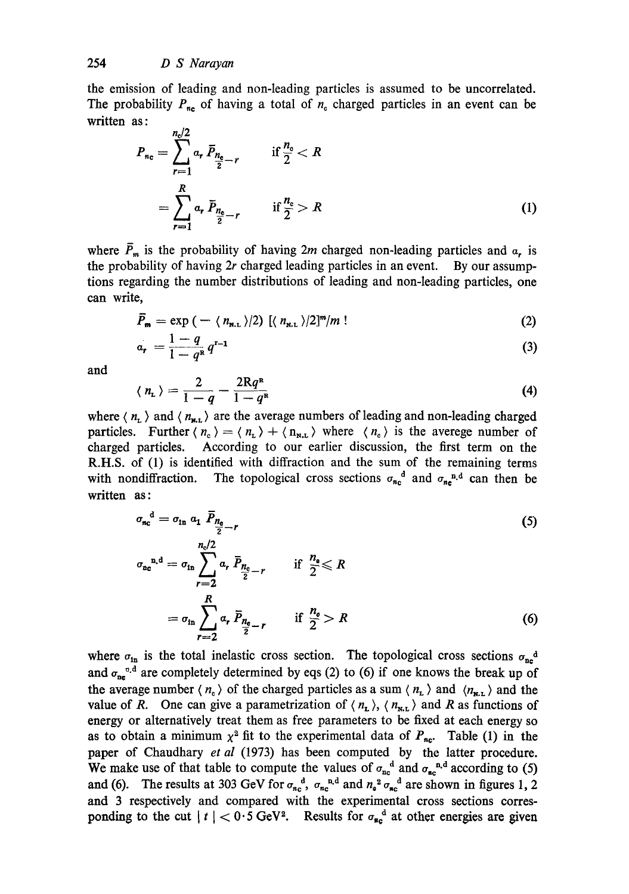the emission of leading and non-leading particles is assumed to be uncorrelated. The probability $P_{n_c}$ of having a total of $n_c$ charged particles in an event can be written as:

$$
\begin{aligned}
P_{n_c} &= \sum_{r=1}^{n_c/2} a_r \bar{P}_{\frac{n_c}{2}-r} \qquad \text{if } \frac{n_c}{2} < R \\
&= \sum_{r=1}^{R} a_r \bar{P}_{\frac{n_c}{2}-r} \qquad \text{if } \frac{n_c}{2} > R
\end{aligned} \tag{1}
$$

where $\bar{P}_m$ is the probability of having $2m$ charged non-leading particles and $a_r$ is the probability of having $2r$ charged leading particles in an event. By our assumptions regarding the number distributions of leading and non-leading particles, one can write,

$$
\bar{P}_m = \exp\left(-\langle n_{\text{N.L}} \rangle/2\right) [\langle n_{\text{N.L}} \rangle/2]^m/m\,! \tag{2}
$$

$$
a_r = \frac{1-q}{1-q^R} q^{r-1} \tag{3}
$$

and

$$
\langle n_{\text{L}} \rangle = \frac{2}{1-q} - \frac{2Rq^R}{1-q^R} \tag{4}
$$

where $\langle n_{\text{L}} \rangle$ and $\langle n_{\text{N.L}} \rangle$ are the average numbers of leading and non-leading charged particles. Further $\langle n_c \rangle = \langle n_{\text{L}} \rangle + \langle n_{\text{N.L}} \rangle$ where $\langle n_c \rangle$ is the averege number of charged particles. According to our earlier discussion, the first term on the R.H.S. of (1) is identified with diffraction and the sum of the remaining terms with nondiffraction. The topological cross sections $\sigma_{n_c}{}^{\text{d}}$ and $\sigma_{n_c}{}^{\text{n.d}}$ can then be written as:

$$
\sigma_{n_c}{}^{\text{d}} = \sigma_{\text{in}}\, a_1 \bar{P}_{\frac{n_c}{2}-r} \tag{5}
$$

$$
\begin{aligned}
\sigma_{n_c}{}^{\text{n.d}} &= \sigma_{\text{in}} \sum_{r=2}^{n_c/2} a_r \bar{P}_{\frac{n_c}{2}-r} \qquad \text{if } \frac{n_c}{2} \leqslant R \\
&= \sigma_{\text{in}} \sum_{r=2}^{R} a_r \bar{P}_{\frac{n_c}{2}-r} \qquad \text{if } \frac{n_c}{2} > R
\end{aligned} \tag{6}
$$

where $\sigma_{\text{in}}$ is the total inelastic cross section. The topological cross sections $\sigma_{n_c}{}^{\text{d}}$ and $\sigma_{n_c}{}^{\text{n.d}}$ are completely determined by eqs (2) to (6) if one knows the break up of the average number $\langle n_c \rangle$ of the charged particles as a sum $\langle n_{\text{L}} \rangle$ and $\langle n_{\text{N.L}} \rangle$ and the value of $R$. One can give a parametrization of $\langle n_{\text{L}} \rangle$, $\langle n_{\text{N.L}} \rangle$ and $R$ as functions of energy or alternatively treat them as free parameters to be fixed at each energy so as to obtain a minimum $\chi^2$ fit to the experimental data of $P_{n_c}$. Table (1) in the paper of Chaudhary *et al* (1973) has been computed by the latter procedure. We make use of that table to compute the values of $\sigma_{n_c}{}^{\text{d}}$ and $\sigma_{n_c}{}^{\text{n.d}}$ according to (5) and (6). The results at 303 GeV for $\sigma_{n_c}{}^{\text{d}}$, $\sigma_{n_c}{}^{\text{n.d}}$ and $n_c{}^2\,\sigma_{n_c}{}^{\text{d}}$ are shown in figures 1, 2 and 3 respectively and compared with the experimental cross sections corresponding to the cut $|t| < 0{\cdot}5$ GeV$^2$. Results for $\sigma_{n_c}{}^{\text{d}}$ at other energies are given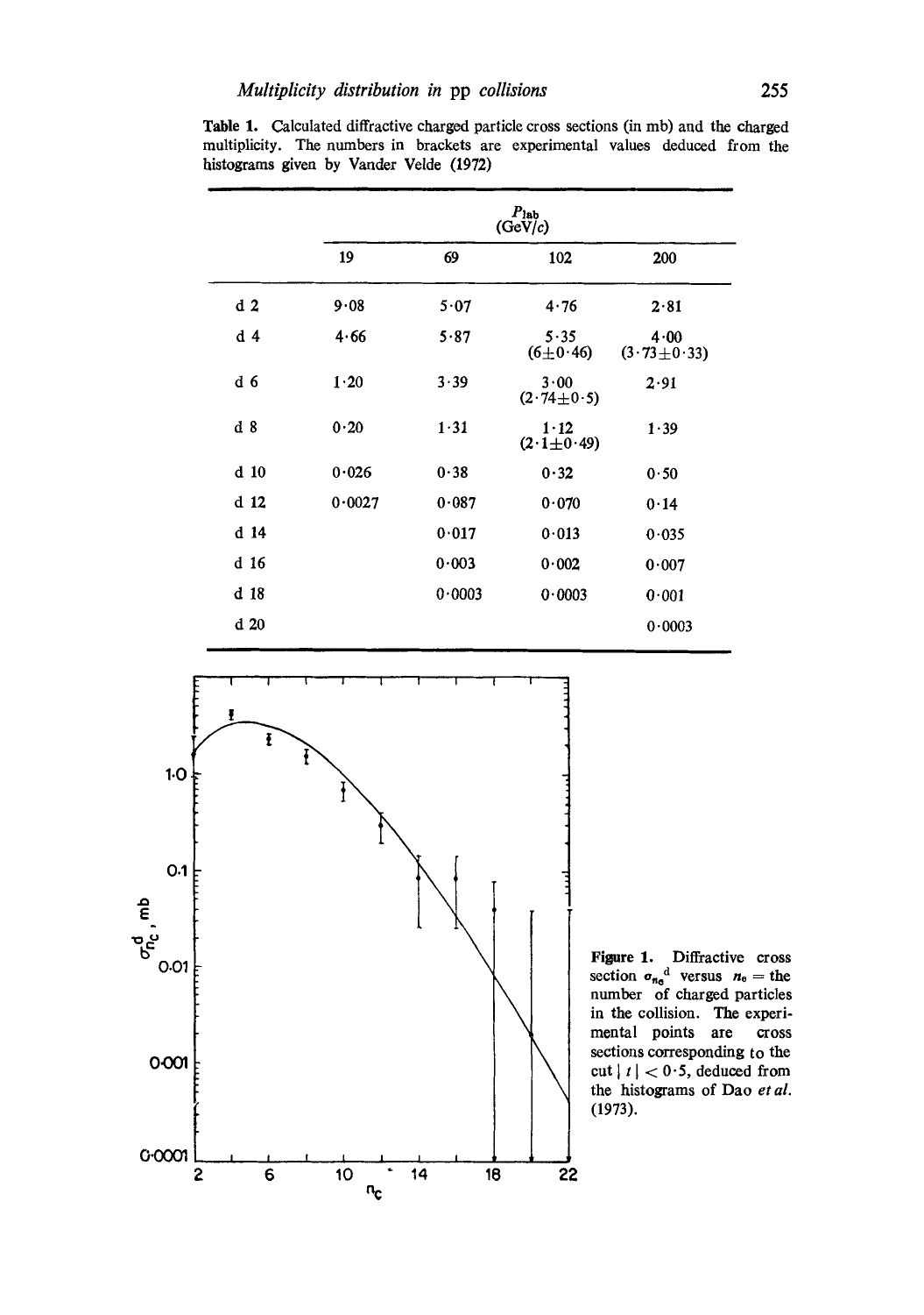**Table 1.** Calculated diffractive charged particle cross sections (in mb) and the charged multiplicity. The numbers in brackets are experimental values deduced from the histograms given by Vander Velde (1972)

| | $P_{lab}$ (GeV/$c$) | | | |
|---|---|---|---|---|
| | 19 | 69 | 102 | 200 |
| d 2 | 9·08 | 5·07 | 4·76 | 2·81 |
| d 4 | 4·66 | 5·87 | 5·35 (6±0·46) | 4·00 (3·73±0·33) |
| d 6 | 1·20 | 3·39 | 3·00 (2·74±0·5) | 2·91 |
| d 8 | 0·20 | 1·31 | 1·12 (2·1±0·49) | 1·39 |
| d 10 | 0·026 | 0·38 | 0·32 | 0·50 |
| d 12 | 0·0027 | 0·087 | 0·070 | 0·14 |
| d 14 | | 0·017 | 0·013 | 0·035 |
| d 16 | | 0·003 | 0·002 | 0·007 |
| d 18 | | 0·0003 | 0·0003 | 0·001 |
| d 20 | | | | 0·0003 |

**Figure 1.** Diffractive cross section $\sigma_{n_c}{}^d$ versus $n_c$ = the number of charged particles in the collision. The experimental points are cross sections corresponding to the cut $|t| < 0{\cdot}5$, deduced from the histograms of Dao *et al.* (1973).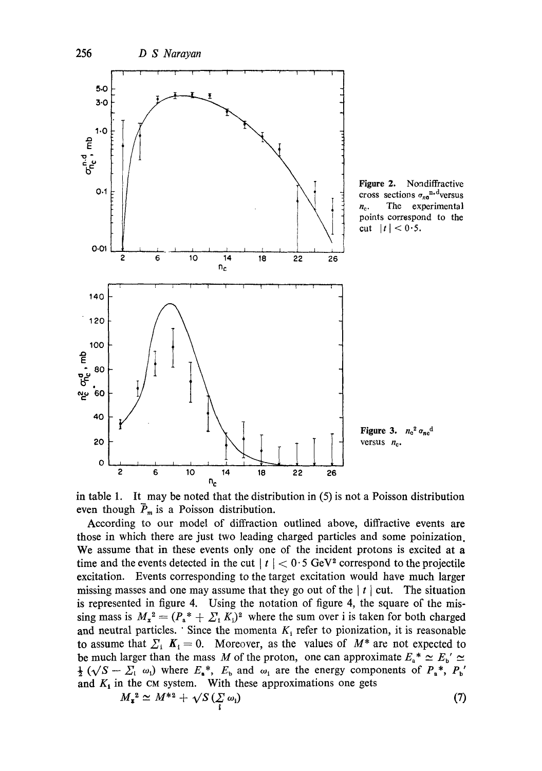Figure 2. Nondiffractive cross sections $\sigma_{n_c}^{n.d}$ versus $n_c$. The experimental points correspond to the cut $|t| < 0{\cdot}5$.

Figure 3. $n_c^2\,\sigma_{n_c}^{d}$ versus $n_c$.

in table 1. It may be noted that the distribution in (5) is not a Poisson distribution even though $\bar{P}_m$ is a Poisson distribution.

According to our model of diffraction outlined above, diffractive events are those in which there are just two leading charged particles and some poinization. We assume that in these events only one of the incident protons is excited at a time and the events detected in the cut $|t| < 0{\cdot}5$ GeV$^2$ correspond to the projectile excitation. Events corresponding to the target excitation would have much larger missing masses and one may assume that they go out of the $|t|$ cut. The situation is represented in figure 4. Using the notation of figure 4, the square of the missing mass is $M_x^2 = (P_a^* + \Sigma_i K_i)^2$ where the sum over i is taken for both charged and neutral particles. Since the momenta $K_i$ refer to pionization, it is reasonable to assume that $\Sigma_i\, \mathbf{K}_i = 0$. Moreover, as the values of $M^*$ are not expected to be much larger than the mass $M$ of the proton, one can approximate $E_a^* \simeq E_b' \simeq \frac{1}{2}(\sqrt{S} - \Sigma_i\, \omega_i)$ where $E_a^*$, $E_b$ and $\omega_i$ are the energy components of $P_a^*$, $P_b'$ and $K_i$ in the CM system. With these approximations one gets

$$M_x^2 \simeq M^{*2} + \sqrt{S}\,(\sum_i \omega_i) \tag{7}$$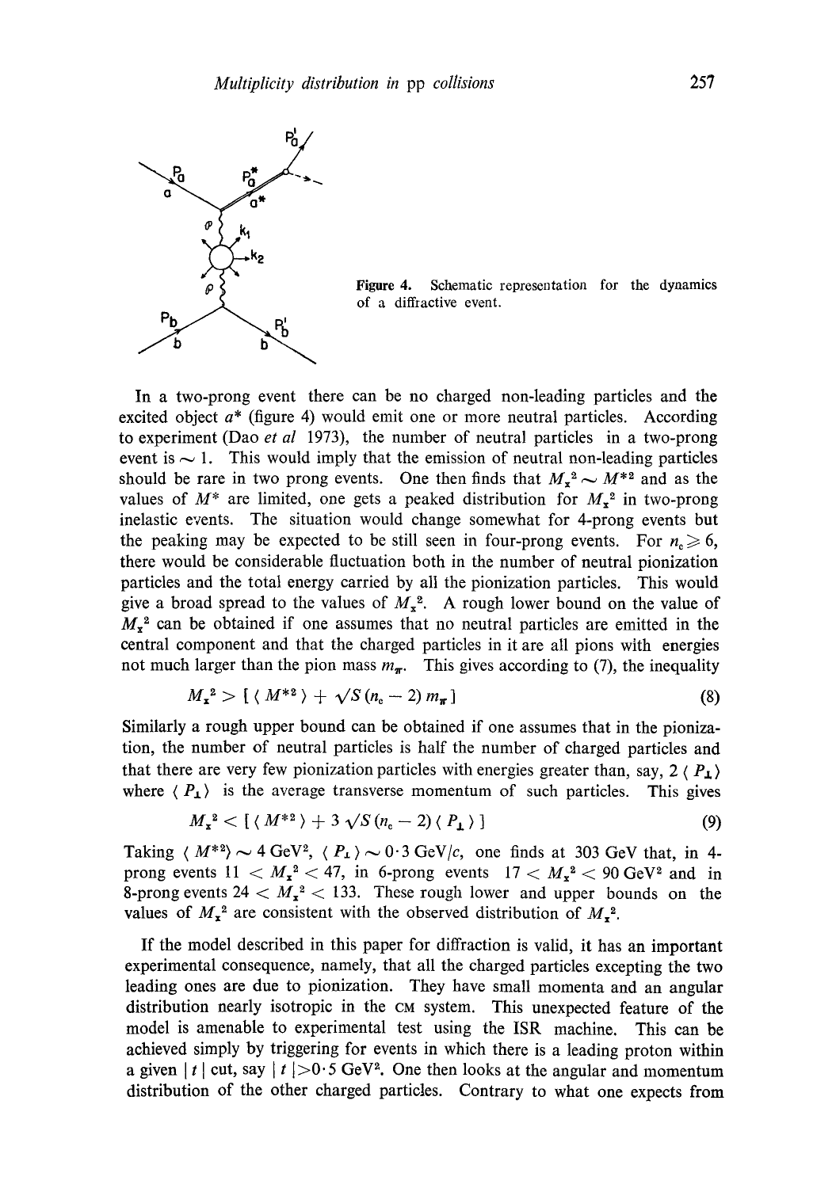Figure 4. Schematic representation for the dynamics of a diffractive event.

In a two-prong event there can be no charged non-leading particles and the excited object $a^*$ (figure 4) would emit one or more neutral particles. According to experiment (Dao *et al* 1973), the number of neutral particles in a two-prong event is $\sim 1$. This would imply that the emission of neutral non-leading particles should be rare in two prong events. One then finds that $M_x^2 \sim M^{*2}$ and as the values of $M^*$ are limited, one gets a peaked distribution for $M_x^2$ in two-prong inelastic events. The situation would change somewhat for 4-prong events but the peaking may be expected to be still seen in four-prong events. For $n_c \geqslant 6$, there would be considerable fluctuation both in the number of neutral pionization particles and the total energy carried by all the pionization particles. This would give a broad spread to the values of $M_x^2$. A rough lower bound on the value of $M_x^2$ can be obtained if one assumes that no neutral particles are emitted in the central component and that the charged particles in it are all pions with energies not much larger than the pion mass $m_\pi$. This gives according to (7), the inequality

$$M_x^2 > [\langle M^{*2} \rangle + \sqrt{S}\,(n_c - 2)\, m_\pi] \tag{8}$$

Similarly a rough upper bound can be obtained if one assumes that in the pionization, the number of neutral particles is half the number of charged particles and that there are very few pionization particles with energies greater than, say, $2 \langle P_\perp \rangle$ where $\langle P_\perp \rangle$ is the average transverse momentum of such particles. This gives

$$M_x^2 < [\langle M^{*2} \rangle + 3\sqrt{S}\,(n_c - 2) \langle P_\perp \rangle] \tag{9}$$

Taking $\langle M^{*2} \rangle \sim 4\ \mathrm{GeV}^2$, $\langle P_\perp \rangle \sim 0{\cdot}3\ \mathrm{GeV}/c$, one finds at 303 GeV that, in 4-prong events $11 < M_x^2 < 47$, in 6-prong events $17 < M_x^2 < 90\ \mathrm{GeV}^2$ and in 8-prong events $24 < M_x^2 < 133$. These rough lower and upper bounds on the values of $M_x^2$ are consistent with the observed distribution of $M_x^2$.

If the model described in this paper for diffraction is valid, it has an important experimental consequence, namely, that all the charged particles excepting the two leading ones are due to pionization. They have small momenta and an angular distribution nearly isotropic in the CM system. This unexpected feature of the model is amenable to experimental test using the ISR machine. This can be achieved simply by triggering for events in which there is a leading proton within a given $|t|$ cut, say $|t| > 0{\cdot}5\ \mathrm{GeV}^2$. One then looks at the angular and momentum distribution of the other charged particles. Contrary to what one expects from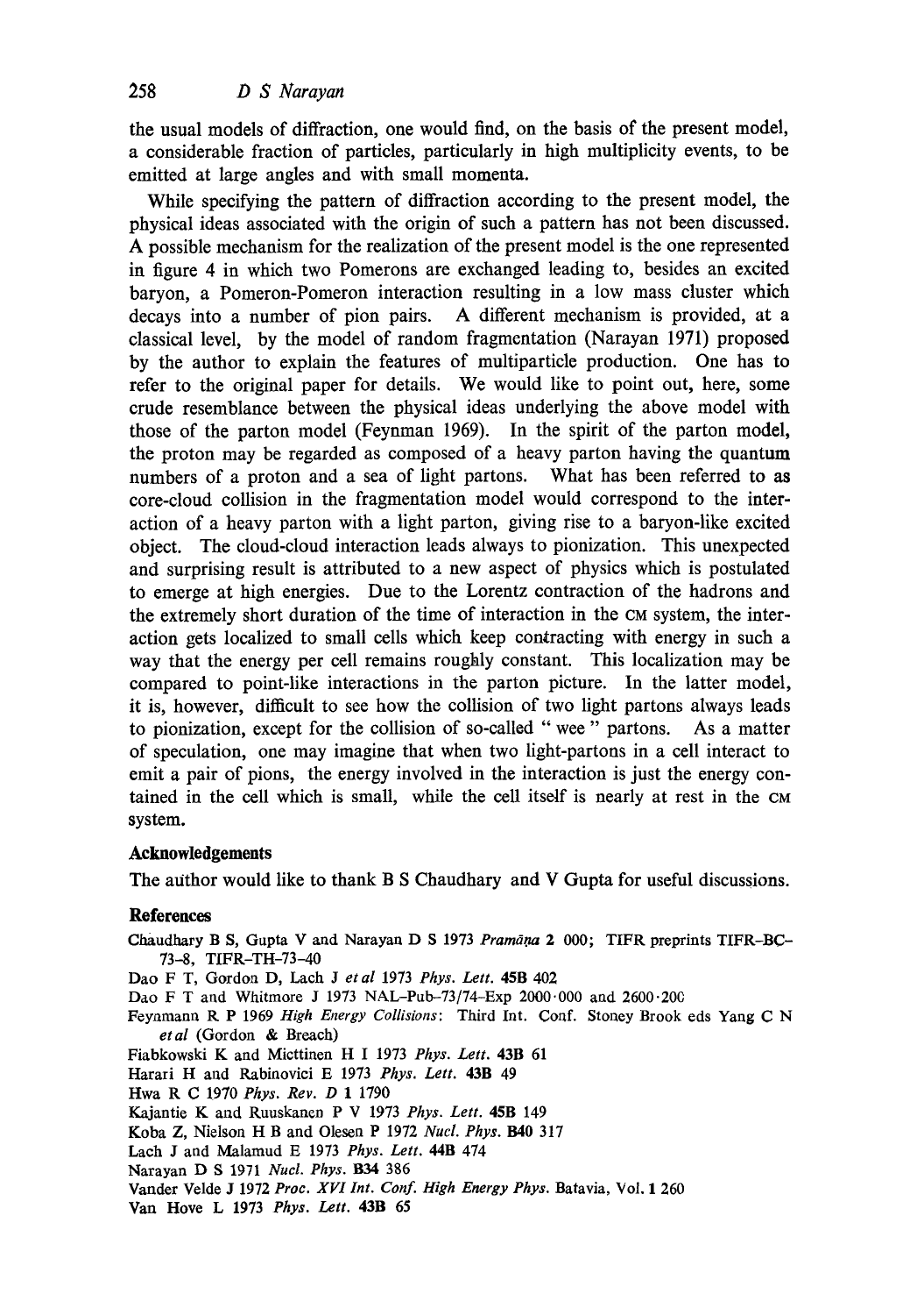the usual models of diffraction, one would find, on the basis of the present model, a considerable fraction of particles, particularly in high multiplicity events, to be emitted at large angles and with small momenta.

While specifying the pattern of diffraction according to the present model, the physical ideas associated with the origin of such a pattern has not been discussed. A possible mechanism for the realization of the present model is the one represented in figure 4 in which two Pomerons are exchanged leading to, besides an excited baryon, a Pomeron-Pomeron interaction resulting in a low mass cluster which decays into a number of pion pairs. A different mechanism is provided, at a classical level, by the model of random fragmentation (Narayan 1971) proposed by the author to explain the features of multiparticle production. One has to refer to the original paper for details. We would like to point out, here, some crude resemblance between the physical ideas underlying the above model with those of the parton model (Feynman 1969). In the spirit of the parton model, the proton may be regarded as composed of a heavy parton having the quantum numbers of a proton and a sea of light partons. What has been referred to as core-cloud collision in the fragmentation model would correspond to the interaction of a heavy parton with a light parton, giving rise to a baryon-like excited object. The cloud-cloud interaction leads always to pionization. This unexpected and surprising result is attributed to a new aspect of physics which is postulated to emerge at high energies. Due to the Lorentz contraction of the hadrons and the extremely short duration of the time of interaction in the CM system, the interaction gets localized to small cells which keep contracting with energy in such a way that the energy per cell remains roughly constant. This localization may be compared to point-like interactions in the parton picture. In the latter model, it is, however, difficult to see how the collision of two light partons always leads to pionization, except for the collision of so-called " wee " partons. As a matter of speculation, one may imagine that when two light-partons in a cell interact to emit a pair of pions, the energy involved in the interaction is just the energy contained in the cell which is small, while the cell itself is nearly at rest in the CM system.

## Acknowledgements

The author would like to thank B S Chaudhary and V Gupta for useful discussions.

## References

Chaudhary B S, Gupta V and Narayan D S 1973 *Pramāṇa* **2** 000; TIFR preprints TIFR-BC-73-8, TIFR-TH-73-40

Dao F T, Gordon D, Lach J *et al* 1973 *Phys. Lett.* **45B** 402

Dao F T and Whitmore J 1973 NAL-Pub-73/74-Exp 2000·000 and 2600·200

Feynmann R P 1969 *High Energy Collisions*: Third Int. Conf. Stoney Brook eds Yang C N *et al* (Gordon & Breach)

Fiabkowski K and Micttinen H I 1973 *Phys. Lett.* **43B** 61

Harari H and Rabinovici E 1973 *Phys. Lett.* **43B** 49

Hwa R C 1970 *Phys. Rev. D* **1** 1790

Kajantie K and Ruuskanen P V 1973 *Phys. Lett.* **45B** 149

Koba Z, Nielson H B and Olesen P 1972 *Nucl. Phys.* **B40** 317

Lach J and Malamud E 1973 *Phys. Lett.* **44B** 474

Narayan D S 1971 *Nucl. Phys.* **B34** 386

Vander Velde J 1972 *Proc. XVI Int. Conf. High Energy Phys.* Batavia, Vol. **1** 260

Van Hove L 1973 *Phys. Lett.* **43B** 65